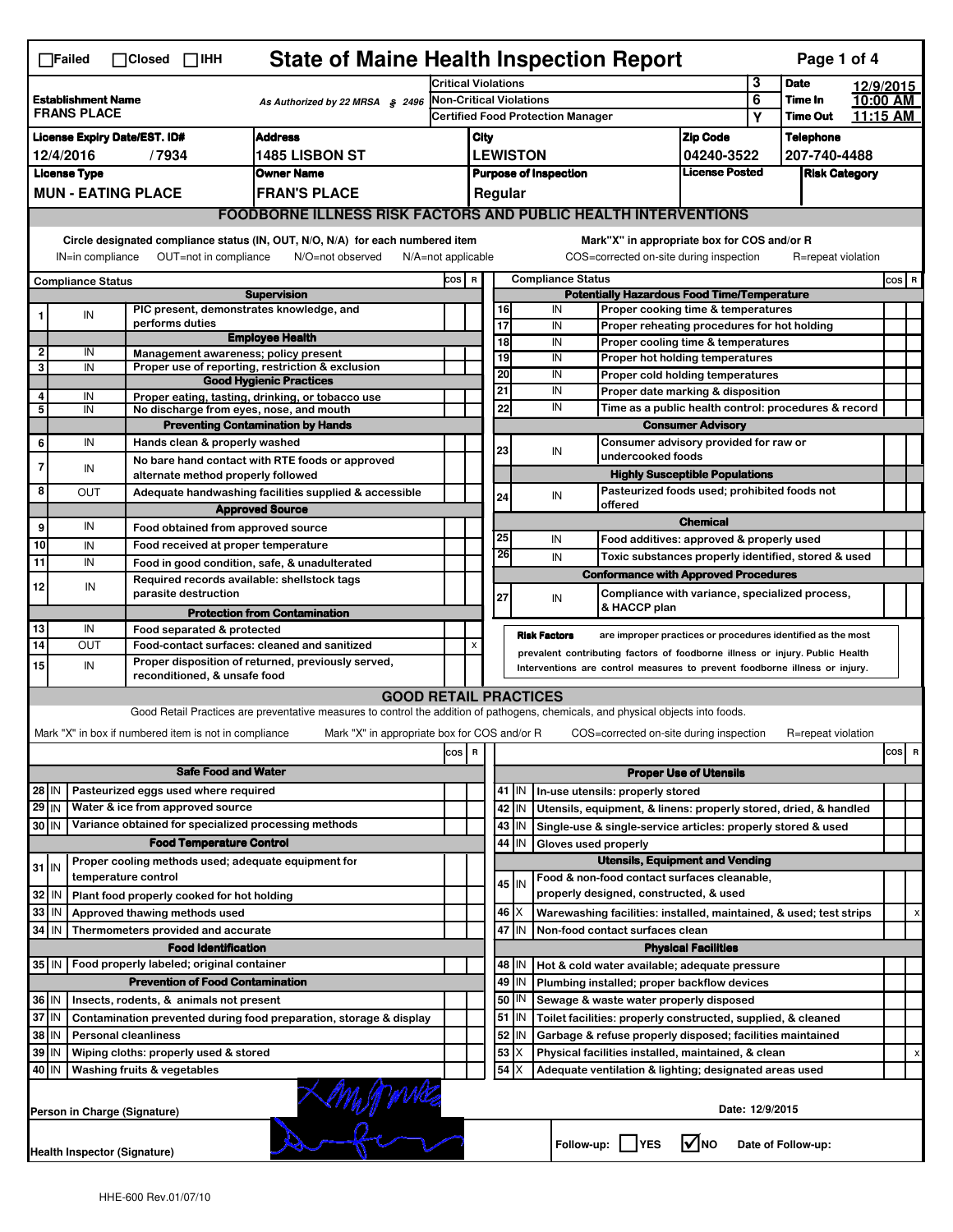☐Failed ☐Closed ☐IHH

# State of Maine Health Inspection Report

| | | | |
|---|---|---|---|
| **Establishment Name** FRANS PLACE | As Authorized by 22 MRSA § 2496 | Critical Violations: 3 | **Date** 12/9/2015 |
| | | Non-Critical Violations: 6 | **Time In** 10:00 AM |
| | | Certified Food Protection Manager: Y | **Time Out** 11:15 AM |

| License Expiry Date/EST. ID# | Address | City | Zip Code | Telephone |
|---|---|---|---|---|
| 12/4/2016 / 7934 | 1485 LISBON ST | LEWISTON | 04240-3522 | 207-740-4488 |

| License Type | Owner Name | Purpose of Inspection | License Posted | Risk Category |
|---|---|---|---|---|
| MUN - EATING PLACE | FRAN'S PLACE | Regular | | |

## FOODBORNE ILLNESS RISK FACTORS AND PUBLIC HEALTH INTERVENTIONS

Circle designated compliance status (IN, OUT, N/O, N/A) for each numbered item — IN=in compliance, OUT=not in compliance, N/O=not observed, N/A=not applicable

Mark "X" in appropriate box for COS and/or R — COS=corrected on-site during inspection, R=repeat violation

| # | Compliance Status | Item | COS | R |
|---|---|---|---|---|
| | | **Supervision** | | |
| 1 | IN | PIC present, demonstrates knowledge, and performs duties | | |
| | | **Employee Health** | | |
| 2 | IN | Management awareness; policy present | | |
| 3 | IN | Proper use of reporting, restriction & exclusion | | |
| | | **Good Hygienic Practices** | | |
| 4 | IN | Proper eating, tasting, drinking, or tobacco use | | |
| 5 | IN | No discharge from eyes, nose, and mouth | | |
| | | **Preventing Contamination by Hands** | | |
| 6 | IN | Hands clean & properly washed | | |
| 7 | IN | No bare hand contact with RTE foods or approved alternate method properly followed | | |
| 8 | OUT | Adequate handwashing facilities supplied & accessible | | |
| | | **Approved Source** | | |
| 9 | IN | Food obtained from approved source | | |
| 10 | IN | Food received at proper temperature | | |
| 11 | IN | Food in good condition, safe, & unadulterated | | |
| 12 | IN | Required records available: shellstock tags parasite destruction | | |
| | | **Protection from Contamination** | | |
| 13 | IN | Food separated & protected | | |
| 14 | OUT | Food-contact surfaces: cleaned and sanitized | | X |
| 15 | IN | Proper disposition of returned, previously served, reconditioned, & unsafe food | | |
| | | **Potentially Hazardous Food Time/Temperature** | | |
| 16 | IN | Proper cooking time & temperatures | | |
| 17 | IN | Proper reheating procedures for hot holding | | |
| 18 | IN | Proper cooling time & temperatures | | |
| 19 | IN | Proper hot holding temperatures | | |
| 20 | IN | Proper cold holding temperatures | | |
| 21 | IN | Proper date marking & disposition | | |
| 22 | IN | Time as a public health control: procedures & record | | |
| | | **Consumer Advisory** | | |
| 23 | IN | Consumer advisory provided for raw or undercooked foods | | |
| | | **Highly Susceptible Populations** | | |
| 24 | IN | Pasteurized foods used; prohibited foods not offered | | |
| | | **Chemical** | | |
| 25 | IN | Food additives: approved & properly used | | |
| 26 | IN | Toxic substances properly identified, stored & used | | |
| | | **Conformance with Approved Procedures** | | |
| 27 | IN | Compliance with variance, specialized process, & HACCP plan | | |

**Risk Factors** are improper practices or procedures identified as the most prevalent contributing factors of foodborne illness or injury. Public Health Interventions are control measures to prevent foodborne illness or injury.

## GOOD RETAIL PRACTICES

Good Retail Practices are preventative measures to control the addition of pathogens, chemicals, and physical objects into foods.

Mark "X" in box if numbered item is not in compliance — Mark "X" in appropriate box for COS and/or R — COS=corrected on-site during inspection, R=repeat violation

| # | Status | Item | COS | R |
|---|---|---|---|---|
| | | **Safe Food and Water** | | |
| 28 | IN | Pasteurized eggs used where required | | |
| 29 | IN | Water & ice from approved source | | |
| 30 | IN | Variance obtained for specialized processing methods | | |
| | | **Food Temperature Control** | | |
| 31 | IN | Proper cooling methods used; adequate equipment for temperature control | | |
| 32 | IN | Plant food properly cooked for hot holding | | |
| 33 | IN | Approved thawing methods used | | |
| 34 | IN | Thermometers provided and accurate | | |
| | | **Food Identification** | | |
| 35 | IN | Food properly labeled; original container | | |
| | | **Prevention of Food Contamination** | | |
| 36 | IN | Insects, rodents, & animals not present | | |
| 37 | IN | Contamination prevented during food preparation, storage & display | | |
| 38 | IN | Personal cleanliness | | |
| 39 | IN | Wiping cloths: properly used & stored | | |
| 40 | IN | Washing fruits & vegetables | | |
| | | **Proper Use of Utensils** | | |
| 41 | IN | In-use utensils: properly stored | | |
| 42 | IN | Utensils, equipment, & linens: properly stored, dried, & handled | | |
| 43 | IN | Single-use & single-service articles: properly stored & used | | |
| 44 | IN | Gloves used properly | | |
| | | **Utensils, Equipment and Vending** | | |
| 45 | IN | Food & non-food contact surfaces cleanable, properly designed, constructed, & used | | |
| 46 | X | Warewashing facilities: installed, maintained, & used; test strips | | X |
| 47 | IN | Non-food contact surfaces clean | | |
| | | **Physical Facilities** | | |
| 48 | IN | Hot & cold water available; adequate pressure | | |
| 49 | IN | Plumbing installed; proper backflow devices | | |
| 50 | IN | Sewage & waste water properly disposed | | |
| 51 | IN | Toilet facilities: properly constructed, supplied, & cleaned | | |
| 52 | IN | Garbage & refuse properly disposed; facilities maintained | | |
| 53 | X | Physical facilities installed, maintained, & clean | | X |
| 54 | X | Adequate ventilation & lighting; designated areas used | | |

Person in Charge (Signature): [signature]

Date: 12/9/2015

Health Inspector (Signature): [signature]

Follow-up: ☐ YES ☑ NO  Date of Follow-up:

HHE-600 Rev.01/07/10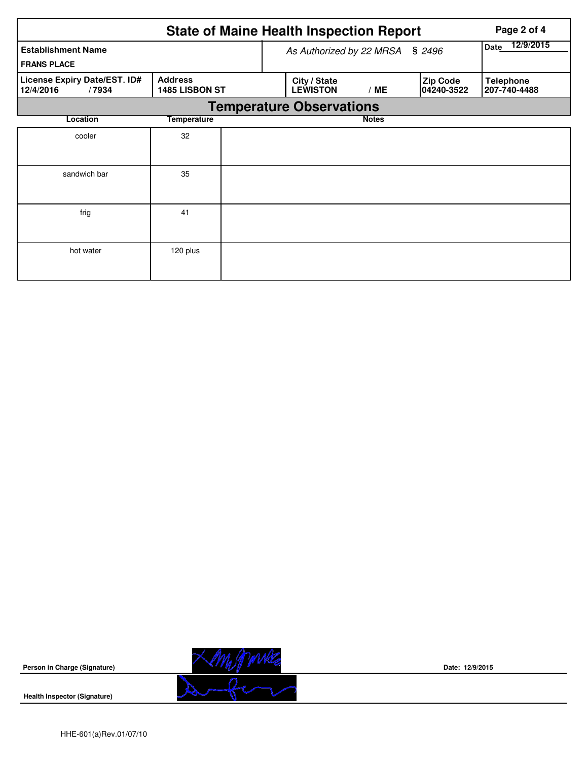# State of Maine Health Inspection Report

| Establishment Name | As Authorized by 22 MRSA § 2496 | | | Date 12/9/2015 |
|---|---|---|---|---|
| FRANS PLACE | | | | |
| **License Expiry Date/EST. ID#** 12/4/2016 / 7934 | **Address** 1485 LISBON ST | **City / State** LEWISTON / ME | **Zip Code** 04240-3522 | **Telephone** 207-740-4488 |

## Temperature Observations

| Location | Temperature | Notes |
|---|---|---|
| cooler | 32 | |
| sandwich bar | 35 | |
| frig | 41 | |
| hot water | 120 plus | |

**Person in Charge (Signature)** Date: 12/9/2015

**Health Inspector (Signature)**

HHE-601(a)Rev.01/07/10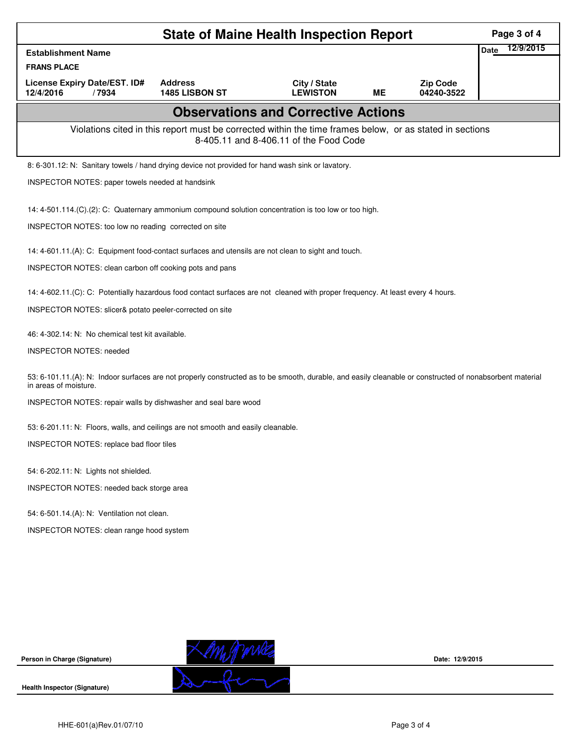# State of Maine Health Inspection Report

| Establishment Name | | | | | Date 12/9/2015 |
|---|---|---|---|---|---|
| FRANS PLACE | | | | | |
| License Expiry Date/EST. ID# | Address | City / State | | Zip Code | |
| 12/4/2016 / 7934 | 1485 LISBON ST | LEWISTON | ME | 04240-3522 | |

## Observations and Corrective Actions

Violations cited in this report must be corrected within the time frames below, or as stated in sections 8-405.11 and 8-406.11 of the Food Code

8: 6-301.12: N: Sanitary towels / hand drying device not provided for hand wash sink or lavatory.

INSPECTOR NOTES: paper towels needed at handsink

14: 4-501.114.(C).(2): C: Quaternary ammonium compound solution concentration is too low or too high.

INSPECTOR NOTES: too low no reading corrected on site

14: 4-601.11.(A): C: Equipment food-contact surfaces and utensils are not clean to sight and touch.

INSPECTOR NOTES: clean carbon off cooking pots and pans

14: 4-602.11.(C): C: Potentially hazardous food contact surfaces are not cleaned with proper frequency. At least every 4 hours.

INSPECTOR NOTES: slicer& potato peeler-corrected on site

46: 4-302.14: N: No chemical test kit available.

INSPECTOR NOTES: needed

53: 6-101.11.(A): N: Indoor surfaces are not properly constructed as to be smooth, durable, and easily cleanable or constructed of nonabsorbent material in areas of moisture.

INSPECTOR NOTES: repair walls by dishwasher and seal bare wood

53: 6-201.11: N: Floors, walls, and ceilings are not smooth and easily cleanable.

INSPECTOR NOTES: replace bad floor tiles

54: 6-202.11: N: Lights not shielded.

INSPECTOR NOTES: needed back storge area

54: 6-501.14.(A): N: Ventilation not clean.

INSPECTOR NOTES: clean range hood system

Person in Charge (Signature) Date: 12/9/2015

Health Inspector (Signature)

HHE-601(a)Rev.01/07/10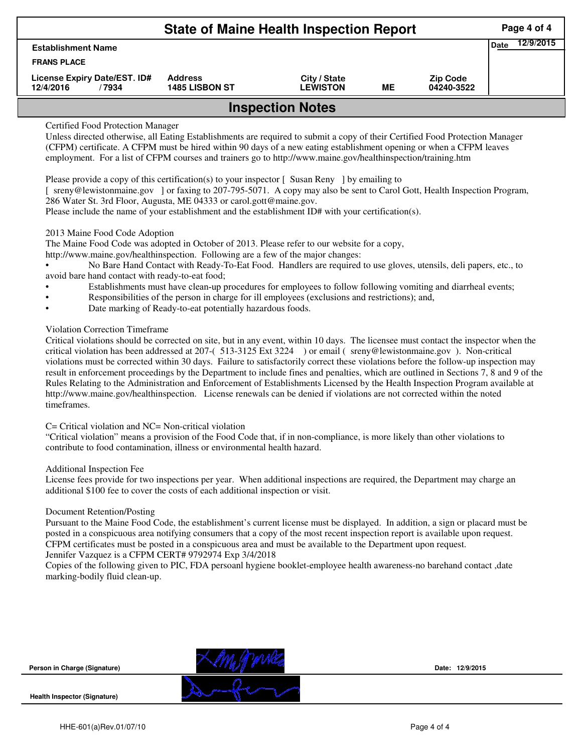# State of Maine Health Inspection Report

| Establishment Name | | | | | Date 12/9/2015 |
|---|---|---|---|---|---|
| FRANS PLACE | | | | | |
| License Expiry Date/EST. ID# | Address | City / State | | Zip Code | |
| 12/4/2016 / 7934 | 1485 LISBON ST | LEWISTON | ME | 04240-3522 | |

## Inspection Notes

Certified Food Protection Manager

Unless directed otherwise, all Eating Establishments are required to submit a copy of their Certified Food Protection Manager (CFPM) certificate. A CFPM must be hired within 90 days of a new eating establishment opening or when a CFPM leaves employment. For a list of CFPM courses and trainers go to http://www.maine.gov/healthinspection/training.htm

Please provide a copy of this certification(s) to your inspector [ Susan Reny ] by emailing to [ sreny@lewistonmaine.gov ] or faxing to 207-795-5071. A copy may also be sent to Carol Gott, Health Inspection Program, 286 Water St. 3rd Floor, Augusta, ME 04333 or carol.gott@maine.gov.

Please include the name of your establishment and the establishment ID# with your certification(s).

2013 Maine Food Code Adoption

The Maine Food Code was adopted in October of 2013. Please refer to our website for a copy, http://www.maine.gov/healthinspection. Following are a few of the major changes:

- No Bare Hand Contact with Ready-To-Eat Food. Handlers are required to use gloves, utensils, deli papers, etc., to avoid bare hand contact with ready-to-eat food;
- Establishments must have clean-up procedures for employees to follow following vomiting and diarrheal events;
- Responsibilities of the person in charge for ill employees (exclusions and restrictions); and,
- Date marking of Ready-to-eat potentially hazardous foods.

Violation Correction Timeframe

Critical violations should be corrected on site, but in any event, within 10 days. The licensee must contact the inspector when the critical violation has been addressed at 207-( 513-3125 Ext 3224 ) or email ( sreny@lewistonmaine.gov ). Non-critical violations must be corrected within 30 days. Failure to satisfactorily correct these violations before the follow-up inspection may result in enforcement proceedings by the Department to include fines and penalties, which are outlined in Sections 7, 8 and 9 of the Rules Relating to the Administration and Enforcement of Establishments Licensed by the Health Inspection Program available at http://www.maine.gov/healthinspection. License renewals can be denied if violations are not corrected within the noted timeframes.

C= Critical violation and NC= Non-critical violation

"Critical violation" means a provision of the Food Code that, if in non-compliance, is more likely than other violations to contribute to food contamination, illness or environmental health hazard.

Additional Inspection Fee

License fees provide for two inspections per year. When additional inspections are required, the Department may charge an additional $100 fee to cover the costs of each additional inspection or visit.

Document Retention/Posting

Pursuant to the Maine Food Code, the establishment's current license must be displayed. In addition, a sign or placard must be posted in a conspicuous area notifying consumers that a copy of the most recent inspection report is available upon request. CFPM certificates must be posted in a conspicuous area and must be available to the Department upon request.

Jennifer Vazquez is a CFPM CERT# 9792974 Exp 3/4/2018

Copies of the following given to PIC, FDA persoanl hygiene booklet-employee health awareness-no barehand contact ,date marking-bodily fluid clean-up.

Person in Charge (Signature) Date: 12/9/2015

Health Inspector (Signature)

HHE-601(a)Rev.01/07/10